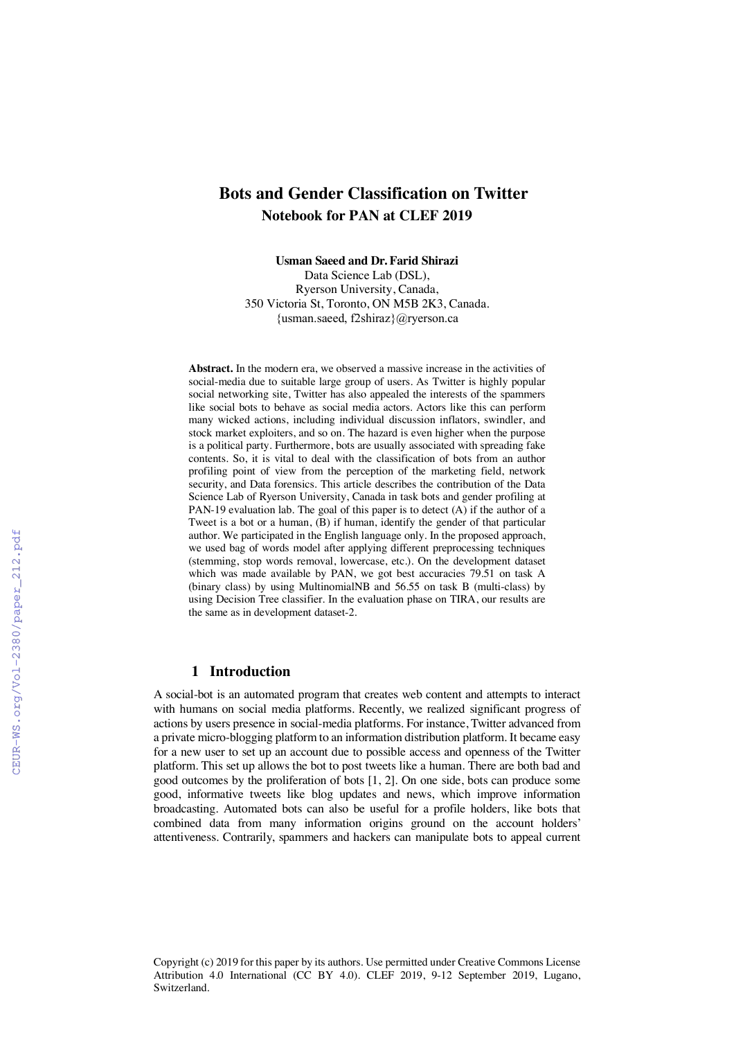# Bots and Gender Classification on Twitter

## Notebook for PAN at CLEF 2019

**Usman Saeed and Dr. Farid Shirazi**

Data Science Lab (DSL),
Ryerson University, Canada,
350 Victoria St, Toronto, ON M5B 2K3, Canada.
{usman.saeed, f2shiraz}@ryerson.ca

**Abstract.** In the modern era, we observed a massive increase in the activities of social-media due to suitable large group of users. As Twitter is highly popular social networking site, Twitter has also appealed the interests of the spammers like social bots to behave as social media actors. Actors like this can perform many wicked actions, including individual discussion inflators, swindler, and stock market exploiters, and so on. The hazard is even higher when the purpose is a political party. Furthermore, bots are usually associated with spreading fake contents. So, it is vital to deal with the classification of bots from an author profiling point of view from the perception of the marketing field, network security, and Data forensics. This article describes the contribution of the Data Science Lab of Ryerson University, Canada in task bots and gender profiling at PAN-19 evaluation lab. The goal of this paper is to detect (A) if the author of a Tweet is a bot or a human, (B) if human, identify the gender of that particular author. We participated in the English language only. In the proposed approach, we used bag of words model after applying different preprocessing techniques (stemming, stop words removal, lowercase, etc.). On the development dataset which was made available by PAN, we got best accuracies 79.51 on task A (binary class) by using MultinomialNB and 56.55 on task B (multi-class) by using Decision Tree classifier. In the evaluation phase on TIRA, our results are the same as in development dataset-2.

## 1 Introduction

A social-bot is an automated program that creates web content and attempts to interact with humans on social media platforms. Recently, we realized significant progress of actions by users presence in social-media platforms. For instance, Twitter advanced from a private micro-blogging platform to an information distribution platform. It became easy for a new user to set up an account due to possible access and openness of the Twitter platform. This set up allows the bot to post tweets like a human. There are both bad and good outcomes by the proliferation of bots [1, 2]. On one side, bots can produce some good, informative tweets like blog updates and news, which improve information broadcasting. Automated bots can also be useful for a profile holders, like bots that combined data from many information origins ground on the account holders' attentiveness. Contrarily, spammers and hackers can manipulate bots to appeal current

Copyright (c) 2019 for this paper by its authors. Use permitted under Creative Commons License Attribution 4.0 International (CC BY 4.0). CLEF 2019, 9-12 September 2019, Lugano, Switzerland.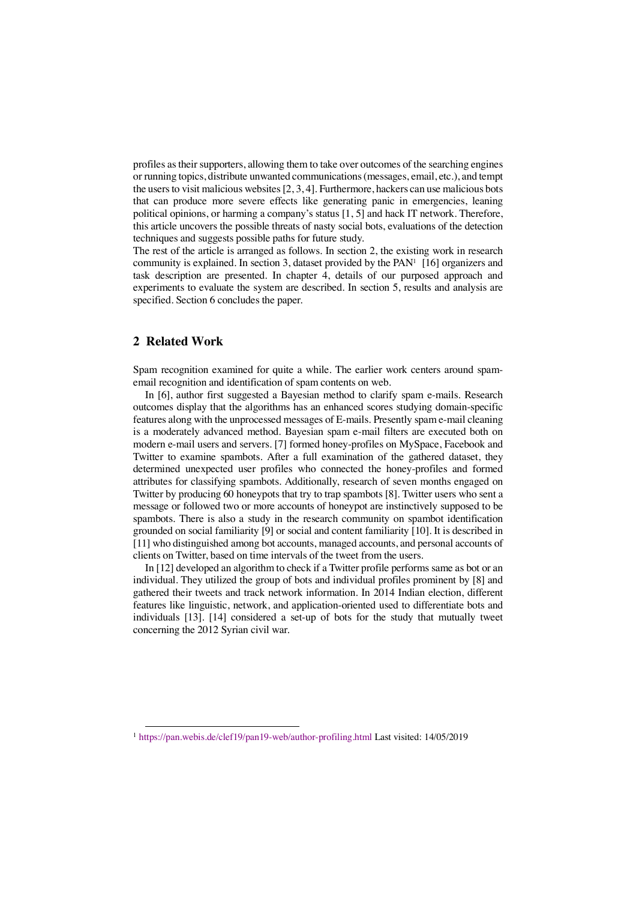profiles as their supporters, allowing them to take over outcomes of the searching engines or running topics, distribute unwanted communications (messages, email, etc.), and tempt the users to visit malicious websites [2, 3, 4]. Furthermore, hackers can use malicious bots that can produce more severe effects like generating panic in emergencies, leaning political opinions, or harming a company's status [1, 5] and hack IT network. Therefore, this article uncovers the possible threats of nasty social bots, evaluations of the detection techniques and suggests possible paths for future study.

The rest of the article is arranged as follows. In section 2, the existing work in research community is explained. In section 3, dataset provided by the PAN[1] [16] organizers and task description are presented. In chapter 4, details of our purposed approach and experiments to evaluate the system are described. In section 5, results and analysis are specified. Section 6 concludes the paper.

## 2 Related Work

Spam recognition examined for quite a while. The earlier work centers around spam-email recognition and identification of spam contents on web.

In [6], author first suggested a Bayesian method to clarify spam e-mails. Research outcomes display that the algorithms has an enhanced scores studying domain-specific features along with the unprocessed messages of E-mails. Presently spam e-mail cleaning is a moderately advanced method. Bayesian spam e-mail filters are executed both on modern e-mail users and servers. [7] formed honey-profiles on MySpace, Facebook and Twitter to examine spambots. After a full examination of the gathered dataset, they determined unexpected user profiles who connected the honey-profiles and formed attributes for classifying spambots. Additionally, research of seven months engaged on Twitter by producing 60 honeypots that try to trap spambots [8]. Twitter users who sent a message or followed two or more accounts of honeypot are instinctively supposed to be spambots. There is also a study in the research community on spambot identification grounded on social familiarity [9] or social and content familiarity [10]. It is described in [11] who distinguished among bot accounts, managed accounts, and personal accounts of clients on Twitter, based on time intervals of the tweet from the users.

In [12] developed an algorithm to check if a Twitter profile performs same as bot or an individual. They utilized the group of bots and individual profiles prominent by [8] and gathered their tweets and track network information. In 2014 Indian election, different features like linguistic, network, and application-oriented used to differentiate bots and individuals [13]. [14] considered a set-up of bots for the study that mutually tweet concerning the 2012 Syrian civil war.

[1] https://pan.webis.de/clef19/pan19-web/author-profiling.html Last visited: 14/05/2019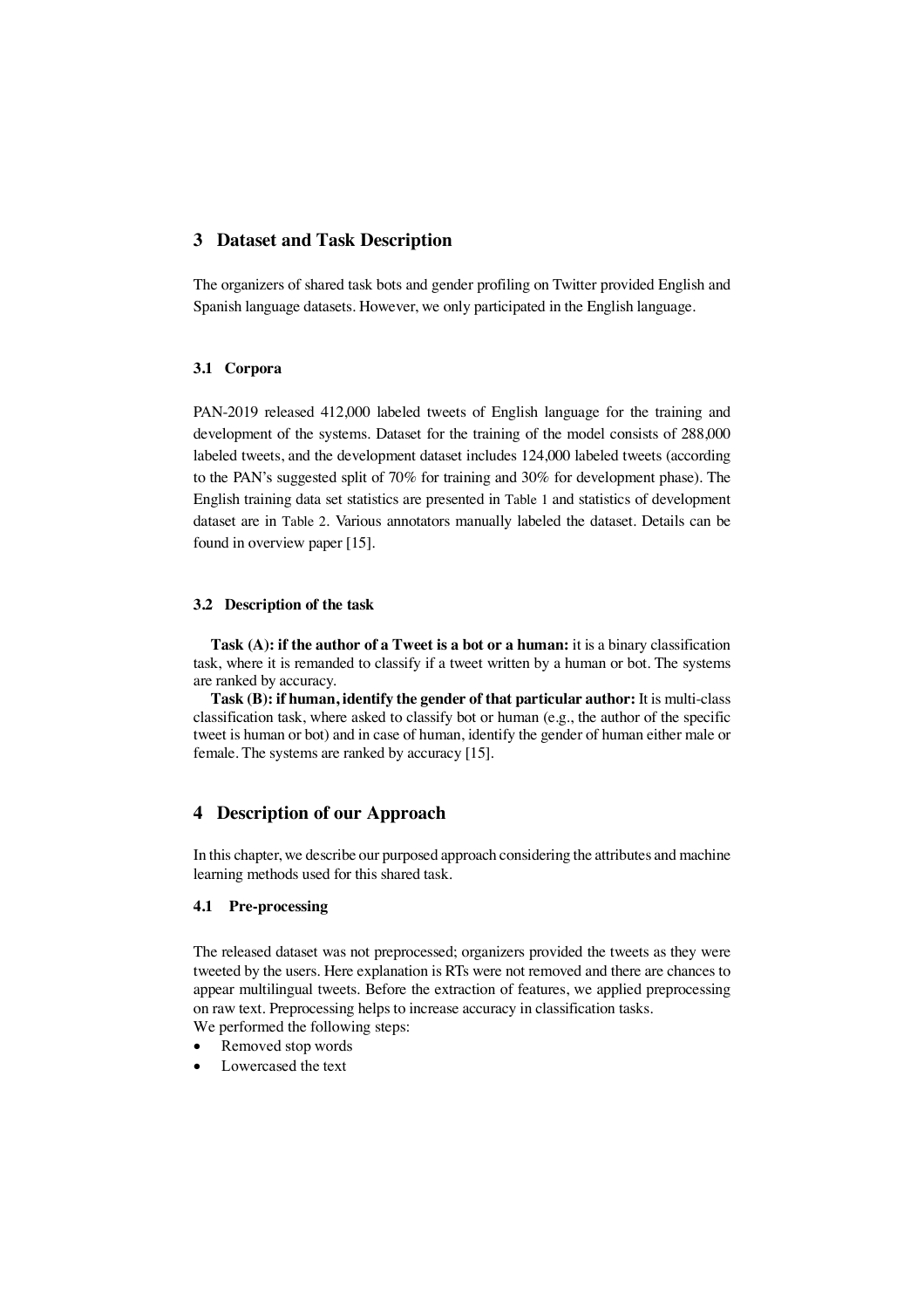## 3 Dataset and Task Description

The organizers of shared task bots and gender profiling on Twitter provided English and Spanish language datasets. However, we only participated in the English language.

### 3.1 Corpora

PAN-2019 released 412,000 labeled tweets of English language for the training and development of the systems. Dataset for the training of the model consists of 288,000 labeled tweets, and the development dataset includes 124,000 labeled tweets (according to the PAN's suggested split of 70% for training and 30% for development phase). The English training data set statistics are presented in Table 1 and statistics of development dataset are in Table 2. Various annotators manually labeled the dataset. Details can be found in overview paper [15].

### 3.2 Description of the task

**Task (A): if the author of a Tweet is a bot or a human:** it is a binary classification task, where it is remanded to classify if a tweet written by a human or bot. The systems are ranked by accuracy.

**Task (B): if human, identify the gender of that particular author:** It is multi-class classification task, where asked to classify bot or human (e.g., the author of the specific tweet is human or bot) and in case of human, identify the gender of human either male or female. The systems are ranked by accuracy [15].

## 4 Description of our Approach

In this chapter, we describe our purposed approach considering the attributes and machine learning methods used for this shared task.

### 4.1 Pre-processing

The released dataset was not preprocessed; organizers provided the tweets as they were tweeted by the users. Here explanation is RTs were not removed and there are chances to appear multilingual tweets. Before the extraction of features, we applied preprocessing on raw text. Preprocessing helps to increase accuracy in classification tasks.
We performed the following steps:

- Removed stop words
- Lowercased the text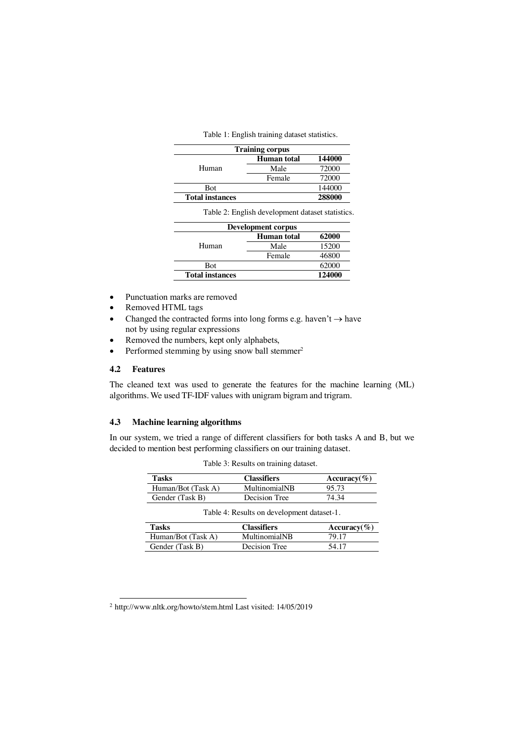Table 1: English training dataset statistics.

| Training corpus | | |
|---|---|---|
| Human | **Human total** | **144000** |
| | Male | 72000 |
| | Female | 72000 |
| Bot | | 144000 |
| **Total instances** | | **288000** |

Table 2: English development dataset statistics.

| Development corpus | | |
|---|---|---|
| Human | **Human total** | **62000** |
| | Male | 15200 |
| | Female | 46800 |
| Bot | | 62000 |
| **Total instances** | | **124000** |

- Punctuation marks are removed
- Removed HTML tags
- Changed the contracted forms into long forms e.g. haven't → have not by using regular expressions
- Removed the numbers, kept only alphabets,
- Performed stemming by using snow ball stemmer[2]

### 4.2 Features

The cleaned text was used to generate the features for the machine learning (ML) algorithms. We used TF-IDF values with unigram bigram and trigram.

### 4.3 Machine learning algorithms

In our system, we tried a range of different classifiers for both tasks A and B, but we decided to mention best performing classifiers on our training dataset.

Table 3: Results on training dataset.

| Tasks | Classifiers | Accuracy(%) |
|---|---|---|
| Human/Bot (Task A) | MultinomialNB | 95.73 |
| Gender (Task B) | Decision Tree | 74.34 |

Table 4: Results on development dataset-1.

| Tasks | Classifiers | Accuracy(%) |
|---|---|---|
| Human/Bot (Task A) | MultinomialNB | 79.17 |
| Gender (Task B) | Decision Tree | 54.17 |

[2] http://www.nltk.org/howto/stem.html Last visited: 14/05/2019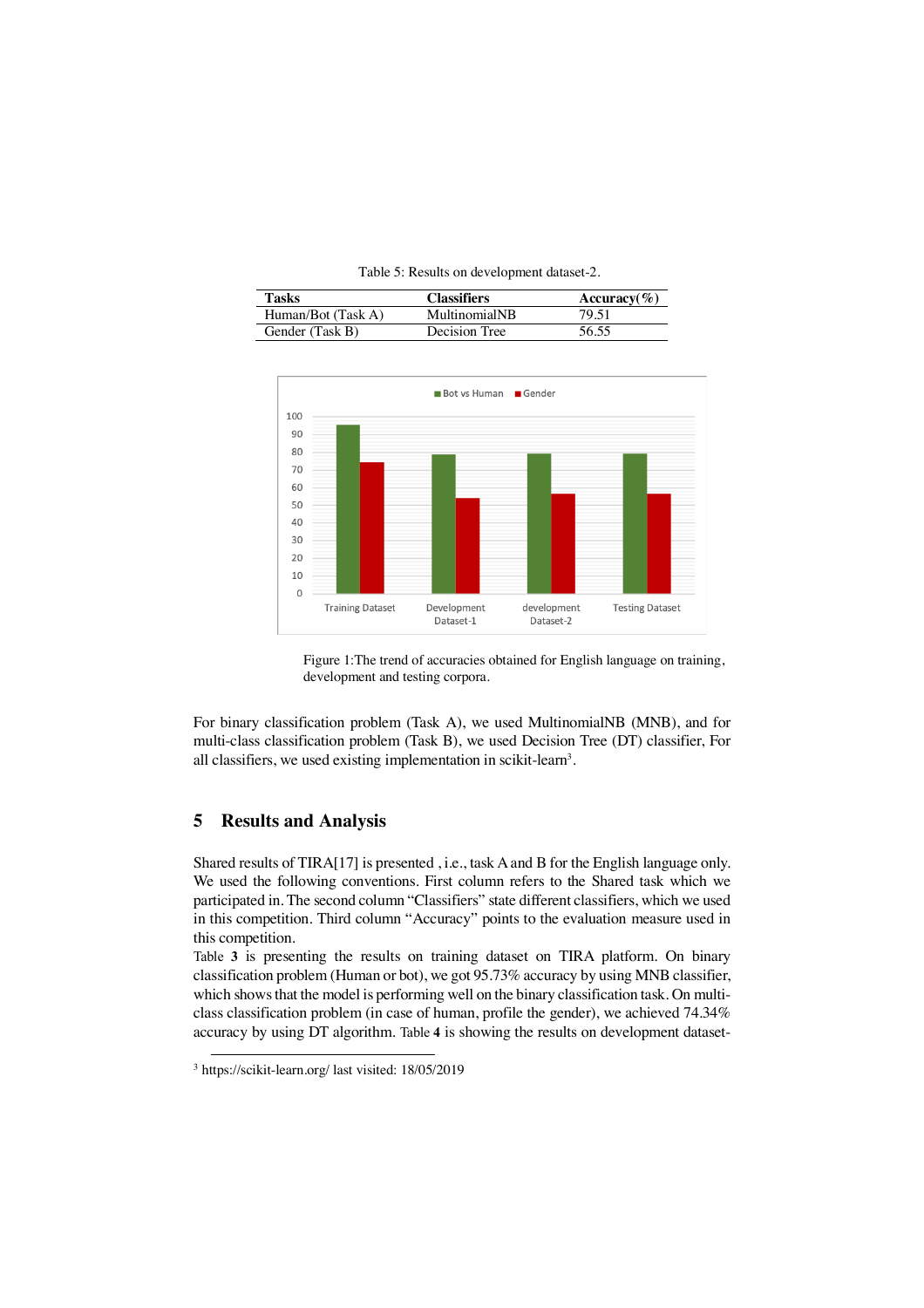Table 5: Results on development dataset-2.

| Tasks | Classifiers | Accuracy(%) |
|---|---|---|
| Human/Bot (Task A) | MultinomialNB | 79.51 |
| Gender (Task B) | Decision Tree | 56.55 |

Figure 1:The trend of accuracies obtained for English language on training, development and testing corpora.

For binary classification problem (Task A), we used MultinomialNB (MNB), and for multi-class classification problem (Task B), we used Decision Tree (DT) classifier, For all classifiers, we used existing implementation in scikit-learn[3].

## 5 Results and Analysis

Shared results of TIRA[17] is presented , i.e., task A and B for the English language only. We used the following conventions. First column refers to the Shared task which we participated in. The second column "Classifiers" state different classifiers, which we used in this competition. Third column "Accuracy" points to the evaluation measure used in this competition.

Table **3** is presenting the results on training dataset on TIRA platform. On binary classification problem (Human or bot), we got 95.73% accuracy by using MNB classifier, which shows that the model is performing well on the binary classification task. On multi-class classification problem (in case of human, profile the gender), we achieved 74.34% accuracy by using DT algorithm. Table **4** is showing the results on development dataset-

[3] https://scikit-learn.org/ last visited: 18/05/2019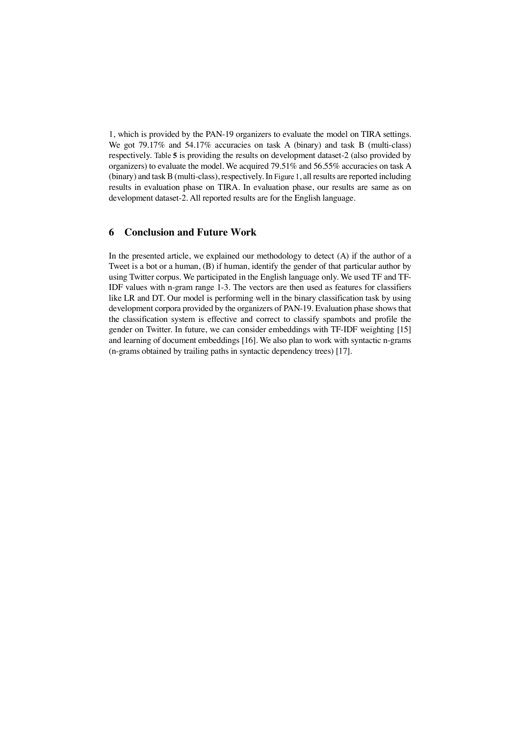1, which is provided by the PAN-19 organizers to evaluate the model on TIRA settings. We got 79.17% and 54.17% accuracies on task A (binary) and task B (multi-class) respectively. Table **5** is providing the results on development dataset-2 (also provided by organizers) to evaluate the model. We acquired 79.51% and 56.55% accuracies on task A (binary) and task B (multi-class), respectively. In Figure 1, all results are reported including results in evaluation phase on TIRA. In evaluation phase, our results are same as on development dataset-2. All reported results are for the English language.

## 6 Conclusion and Future Work

In the presented article, we explained our methodology to detect (A) if the author of a Tweet is a bot or a human, (B) if human, identify the gender of that particular author by using Twitter corpus. We participated in the English language only. We used TF and TF-IDF values with n-gram range 1-3. The vectors are then used as features for classifiers like LR and DT. Our model is performing well in the binary classification task by using development corpora provided by the organizers of PAN-19. Evaluation phase shows that the classification system is effective and correct to classify spambots and profile the gender on Twitter. In future, we can consider embeddings with TF-IDF weighting [15] and learning of document embeddings [16]. We also plan to work with syntactic n-grams (n-grams obtained by trailing paths in syntactic dependency trees) [17].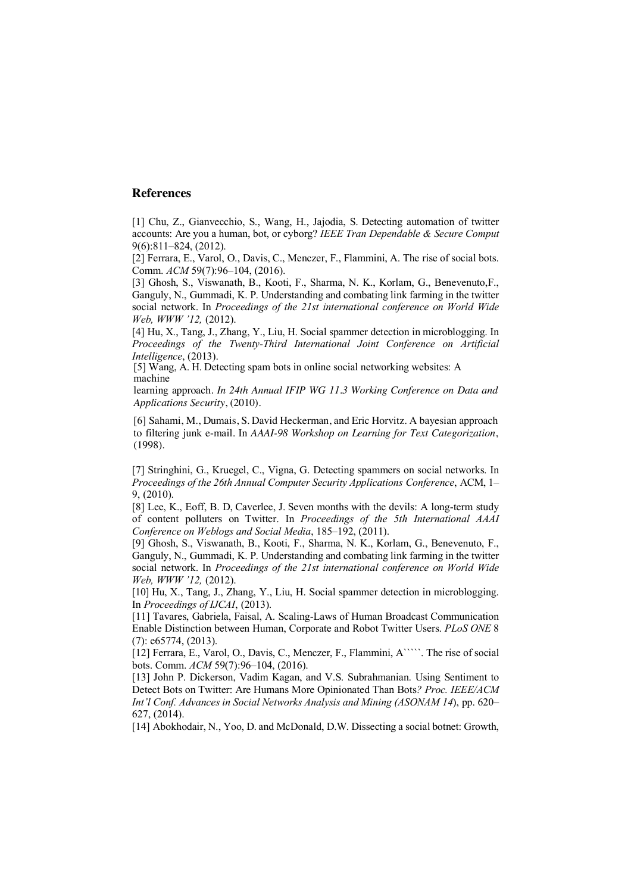## References

[1] Chu, Z., Gianvecchio, S., Wang, H., Jajodia, S. Detecting automation of twitter accounts: Are you a human, bot, or cyborg? *IEEE Tran Dependable & Secure Comput* 9(6):811–824, (2012).

[2] Ferrara, E., Varol, O., Davis, C., Menczer, F., Flammini, A. The rise of social bots. Comm. *ACM* 59(7):96–104, (2016).

[3] Ghosh, S., Viswanath, B., Kooti, F., Sharma, N. K., Korlam, G., Benevenuto,F., Ganguly, N., Gummadi, K. P. Understanding and combating link farming in the twitter social network. In *Proceedings of the 21st international conference on World Wide Web, WWW '12,* (2012).

[4] Hu, X., Tang, J., Zhang, Y., Liu, H. Social spammer detection in microblogging. In *Proceedings of the Twenty-Third International Joint Conference on Artificial Intelligence*, (2013).

[5] Wang, A. H. Detecting spam bots in online social networking websites: A machine learning approach. *In 24th Annual IFIP WG 11.3 Working Conference on Data and Applications Security*, (2010).

[6] Sahami, M., Dumais, S. David Heckerman, and Eric Horvitz. A bayesian approach to filtering junk e-mail. In *AAAI-98 Workshop on Learning for Text Categorization*, (1998).

[7] Stringhini, G., Kruegel, C., Vigna, G. Detecting spammers on social networks. In *Proceedings of the 26th Annual Computer Security Applications Conference*, ACM, 1–9, (2010).

[8] Lee, K., Eoff, B. D, Caverlee, J. Seven months with the devils: A long-term study of content polluters on Twitter. In *Proceedings of the 5th International AAAI Conference on Weblogs and Social Media*, 185–192, (2011).

[9] Ghosh, S., Viswanath, B., Kooti, F., Sharma, N. K., Korlam, G., Benevenuto, F., Ganguly, N., Gummadi, K. P. Understanding and combating link farming in the twitter social network. In *Proceedings of the 21st international conference on World Wide Web, WWW '12,* (2012).

[10] Hu, X., Tang, J., Zhang, Y., Liu, H. Social spammer detection in microblogging. In *Proceedings of IJCAI*, (2013).

[11] Tavares, Gabriela, Faisal, A. Scaling-Laws of Human Broadcast Communication Enable Distinction between Human, Corporate and Robot Twitter Users. *PLoS ONE* 8 (7): e65774, (2013).

[12] Ferrara, E., Varol, O., Davis, C., Menczer, F., Flammini, A`````. The rise of social bots. Comm. *ACM* 59(7):96–104, (2016).

[13] John P. Dickerson, Vadim Kagan, and V.S. Subrahmanian. Using Sentiment to Detect Bots on Twitter: Are Humans More Opinionated Than Bots*? Proc. IEEE/ACM Int'l Conf. Advances in Social Networks Analysis and Mining (ASONAM 14*), pp. 620–627, (2014).

[14] Abokhodair, N., Yoo, D. and McDonald, D.W. Dissecting a social botnet: Growth,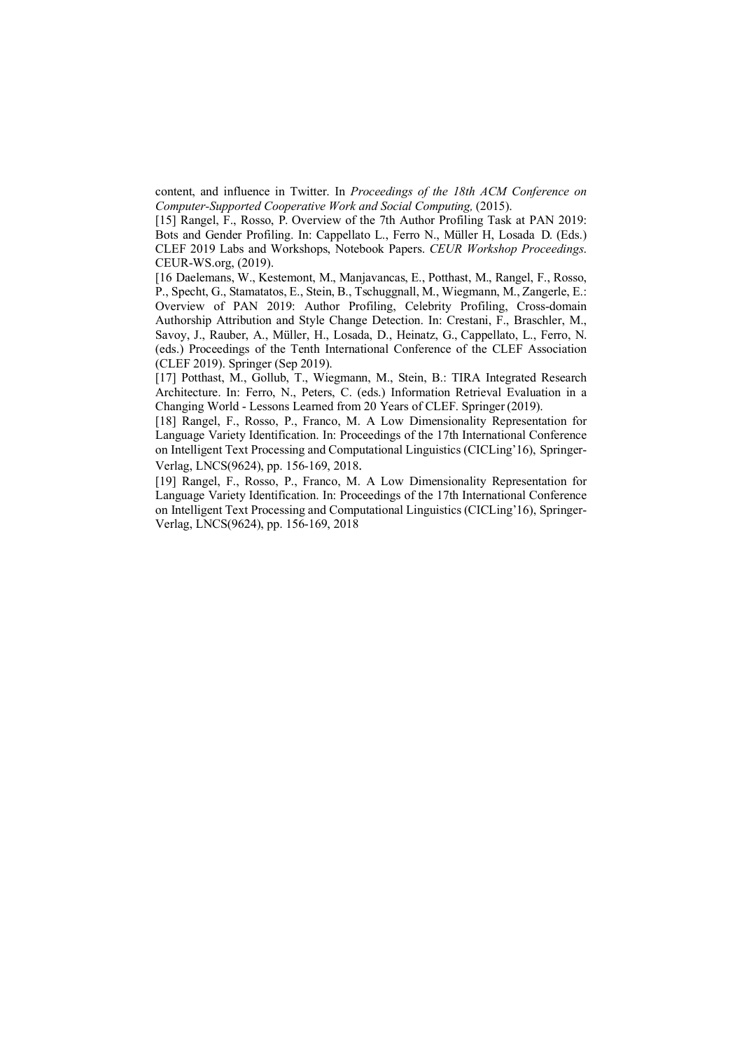content, and influence in Twitter. In *Proceedings of the 18th ACM Conference on Computer-Supported Cooperative Work and Social Computing,* (2015).

[15] Rangel, F., Rosso, P. Overview of the 7th Author Profiling Task at PAN 2019: Bots and Gender Profiling. In: Cappellato L., Ferro N., Müller H, Losada D. (Eds.) CLEF 2019 Labs and Workshops, Notebook Papers. *CEUR Workshop Proceedings*. CEUR-WS.org, (2019).

[16 Daelemans, W., Kestemont, M., Manjavancas, E., Potthast, M., Rangel, F., Rosso, P., Specht, G., Stamatatos, E., Stein, B., Tschuggnall, M., Wiegmann, M., Zangerle, E.: Overview of PAN 2019: Author Profiling, Celebrity Profiling, Cross-domain Authorship Attribution and Style Change Detection. In: Crestani, F., Braschler, M., Savoy, J., Rauber, A., Müller, H., Losada, D., Heinatz, G., Cappellato, L., Ferro, N. (eds.) Proceedings of the Tenth International Conference of the CLEF Association (CLEF 2019). Springer (Sep 2019).

[17] Potthast, M., Gollub, T., Wiegmann, M., Stein, B.: TIRA Integrated Research Architecture. In: Ferro, N., Peters, C. (eds.) Information Retrieval Evaluation in a Changing World - Lessons Learned from 20 Years of CLEF. Springer (2019).

[18] Rangel, F., Rosso, P., Franco, M. A Low Dimensionality Representation for Language Variety Identification. In: Proceedings of the 17th International Conference on Intelligent Text Processing and Computational Linguistics (CICLing'16), Springer-Verlag, LNCS(9624), pp. 156-169, 2018.

[19] Rangel, F., Rosso, P., Franco, M. A Low Dimensionality Representation for Language Variety Identification. In: Proceedings of the 17th International Conference on Intelligent Text Processing and Computational Linguistics (CICLing'16), Springer-Verlag, LNCS(9624), pp. 156-169, 2018